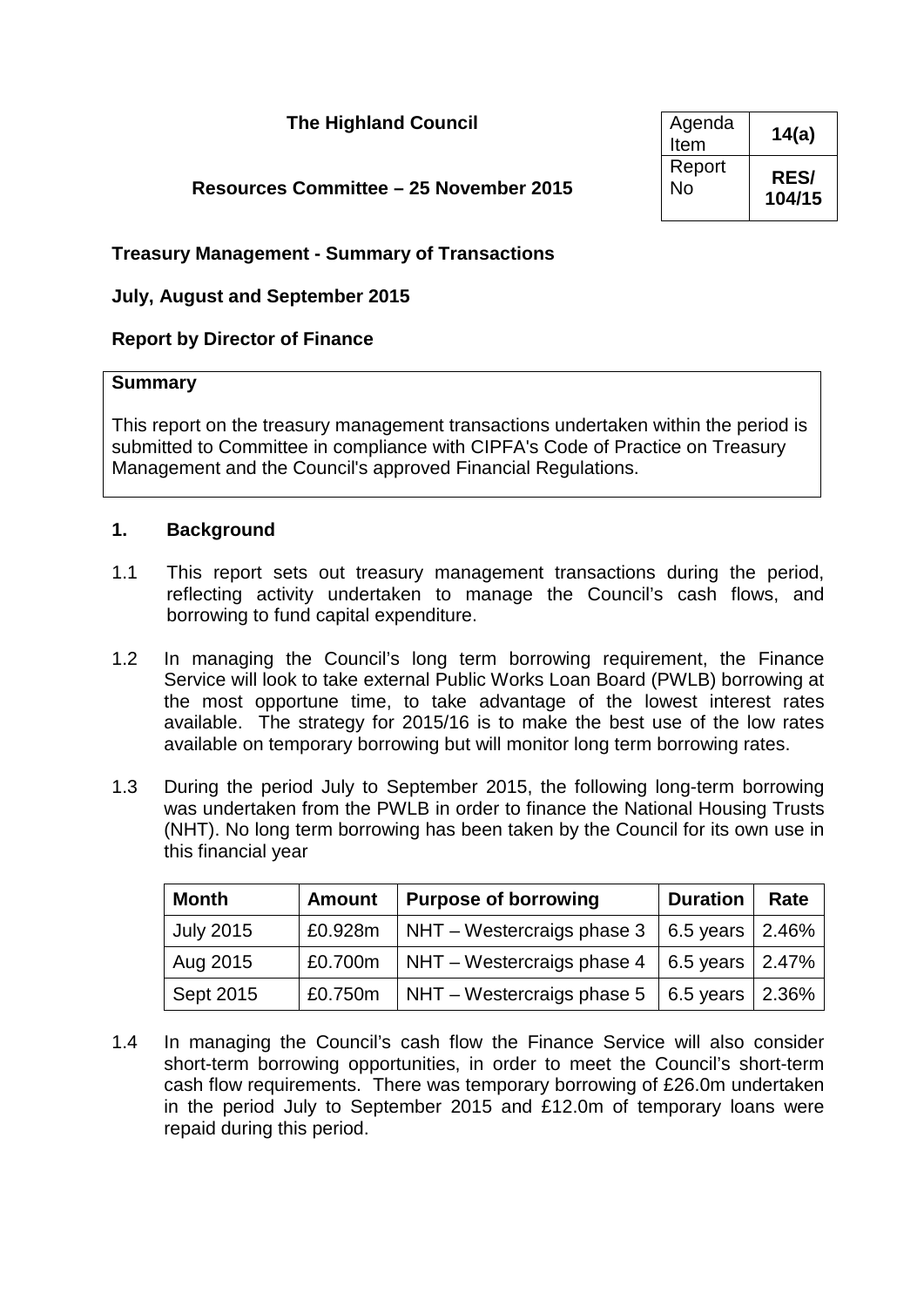**The Highland Council**

**Resources Committee – 25 November 2015**

| Agenda Item | **14(a)** |
|---|---|
| Report No | **RES/ 104/15** |

**Treasury Management - Summary of Transactions**

**July, August and September 2015**

**Report by Director of Finance**

**Summary**

This report on the treasury management transactions undertaken within the period is submitted to Committee in compliance with CIPFA's Code of Practice on Treasury Management and the Council's approved Financial Regulations.

## 1. Background

1.1 This report sets out treasury management transactions during the period, reflecting activity undertaken to manage the Council's cash flows, and borrowing to fund capital expenditure.

1.2 In managing the Council's long term borrowing requirement, the Finance Service will look to take external Public Works Loan Board (PWLB) borrowing at the most opportune time, to take advantage of the lowest interest rates available. The strategy for 2015/16 is to make the best use of the low rates available on temporary borrowing but will monitor long term borrowing rates.

1.3 During the period July to September 2015, the following long-term borrowing was undertaken from the PWLB in order to finance the National Housing Trusts (NHT). No long term borrowing has been taken by the Council for its own use in this financial year

| Month | Amount | Purpose of borrowing | Duration | Rate |
|---|---|---|---|---|
| July 2015 | £0.928m | NHT – Westercraigs phase 3 | 6.5 years | 2.46% |
| Aug 2015 | £0.700m | NHT – Westercraigs phase 4 | 6.5 years | 2.47% |
| Sept 2015 | £0.750m | NHT – Westercraigs phase 5 | 6.5 years | 2.36% |

1.4 In managing the Council's cash flow the Finance Service will also consider short-term borrowing opportunities, in order to meet the Council's short-term cash flow requirements. There was temporary borrowing of £26.0m undertaken in the period July to September 2015 and £12.0m of temporary loans were repaid during this period.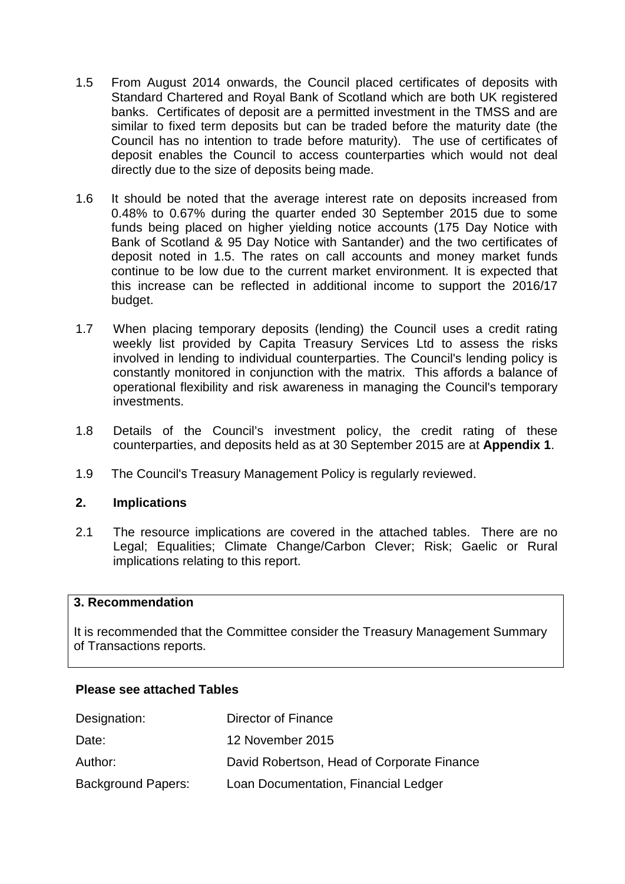1.5 From August 2014 onwards, the Council placed certificates of deposits with Standard Chartered and Royal Bank of Scotland which are both UK registered banks. Certificates of deposit are a permitted investment in the TMSS and are similar to fixed term deposits but can be traded before the maturity date (the Council has no intention to trade before maturity). The use of certificates of deposit enables the Council to access counterparties which would not deal directly due to the size of deposits being made.

1.6 It should be noted that the average interest rate on deposits increased from 0.48% to 0.67% during the quarter ended 30 September 2015 due to some funds being placed on higher yielding notice accounts (175 Day Notice with Bank of Scotland & 95 Day Notice with Santander) and the two certificates of deposit noted in 1.5. The rates on call accounts and money market funds continue to be low due to the current market environment. It is expected that this increase can be reflected in additional income to support the 2016/17 budget.

1.7 When placing temporary deposits (lending) the Council uses a credit rating weekly list provided by Capita Treasury Services Ltd to assess the risks involved in lending to individual counterparties. The Council's lending policy is constantly monitored in conjunction with the matrix. This affords a balance of operational flexibility and risk awareness in managing the Council's temporary investments.

1.8 Details of the Council's investment policy, the credit rating of these counterparties, and deposits held as at 30 September 2015 are at **Appendix 1**.

1.9 The Council's Treasury Management Policy is regularly reviewed.

## 2. Implications

2.1 The resource implications are covered in the attached tables. There are no Legal; Equalities; Climate Change/Carbon Clever; Risk; Gaelic or Rural implications relating to this report.

## 3. Recommendation

It is recommended that the Committee consider the Treasury Management Summary of Transactions reports.

**Please see attached Tables**

| | |
|---|---|
| Designation: | Director of Finance |
| Date: | 12 November 2015 |
| Author: | David Robertson, Head of Corporate Finance |
| Background Papers: | Loan Documentation, Financial Ledger |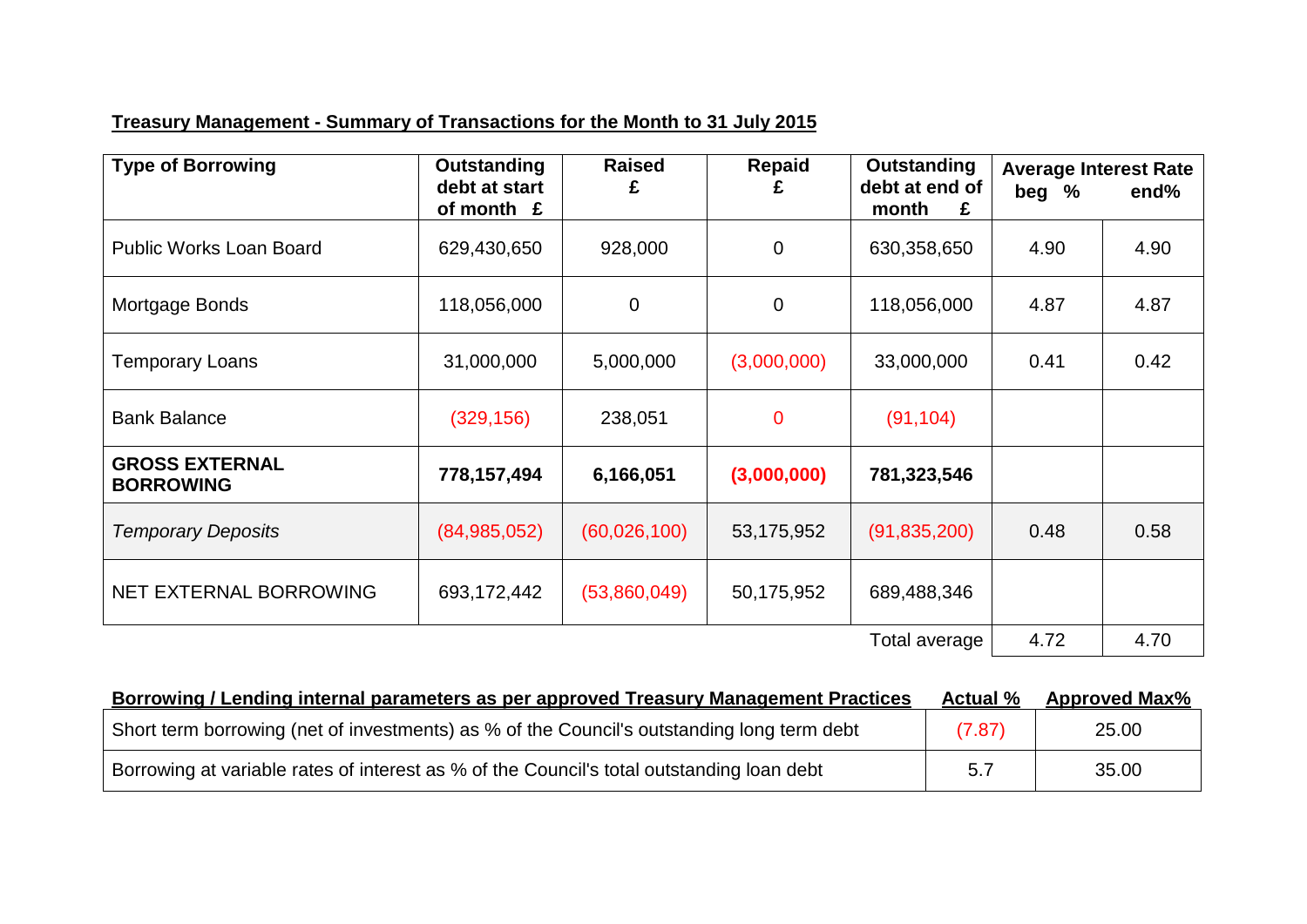**Treasury Management - Summary of Transactions for the Month to 31 July 2015**

| Type of Borrowing | Outstanding debt at start of month £ | Raised £ | Repaid £ | Outstanding debt at end of month £ | Average Interest Rate beg % | end% |
|---|---|---|---|---|---|---|
| Public Works Loan Board | 629,430,650 | 928,000 | 0 | 630,358,650 | 4.90 | 4.90 |
| Mortgage Bonds | 118,056,000 | 0 | 0 | 118,056,000 | 4.87 | 4.87 |
| Temporary Loans | 31,000,000 | 5,000,000 | (3,000,000) | 33,000,000 | 0.41 | 0.42 |
| Bank Balance | (329,156) | 238,051 | 0 | (91,104) | | |
| **GROSS EXTERNAL BORROWING** | **778,157,494** | **6,166,051** | **(3,000,000)** | **781,323,546** | | |
| *Temporary Deposits* | (84,985,052) | (60,026,100) | 53,175,952 | (91,835,200) | 0.48 | 0.58 |
| NET EXTERNAL BORROWING | 693,172,442 | (53,860,049) | 50,175,952 | 689,488,346 | | |
| | | | | Total average | 4.72 | 4.70 |

| Borrowing / Lending internal parameters as per approved Treasury Management Practices | Actual % | Approved Max% |
|---|---|---|
| Short term borrowing (net of investments) as % of the Council's outstanding long term debt | (7.87) | 25.00 |
| Borrowing at variable rates of interest as % of the Council's total outstanding loan debt | 5.7 | 35.00 |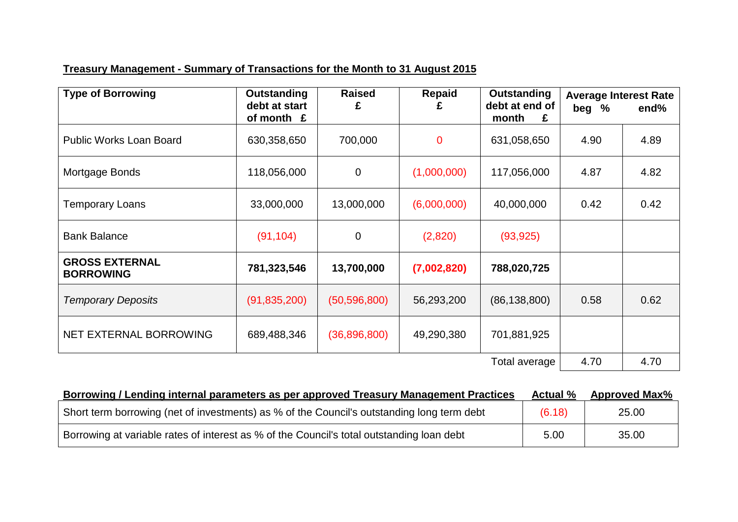**Treasury Management - Summary of Transactions for the Month to 31 August 2015**

| Type of Borrowing | Outstanding debt at start of month £ | Raised £ | Repaid £ | Outstanding debt at end of month £ | Average Interest Rate beg % | end% |
|---|---|---|---|---|---|---|
| Public Works Loan Board | 630,358,650 | 700,000 | 0 | 631,058,650 | 4.90 | 4.89 |
| Mortgage Bonds | 118,056,000 | 0 | (1,000,000) | 117,056,000 | 4.87 | 4.82 |
| Temporary Loans | 33,000,000 | 13,000,000 | (6,000,000) | 40,000,000 | 0.42 | 0.42 |
| Bank Balance | (91,104) | 0 | (2,820) | (93,925) | | |
| **GROSS EXTERNAL BORROWING** | **781,323,546** | **13,700,000** | **(7,002,820)** | **788,020,725** | | |
| *Temporary Deposits* | (91,835,200) | (50,596,800) | 56,293,200 | (86,138,800) | 0.58 | 0.62 |
| NET EXTERNAL BORROWING | 689,488,346 | (36,896,800) | 49,290,380 | 701,881,925 | | |
| | | | | Total average | 4.70 | 4.70 |

| **Borrowing / Lending internal parameters as per approved Treasury Management Practices** | **Actual %** | **Approved Max%** |
|---|---|---|
| Short term borrowing (net of investments) as % of the Council's outstanding long term debt | (6.18) | 25.00 |
| Borrowing at variable rates of interest as % of the Council's total outstanding loan debt | 5.00 | 35.00 |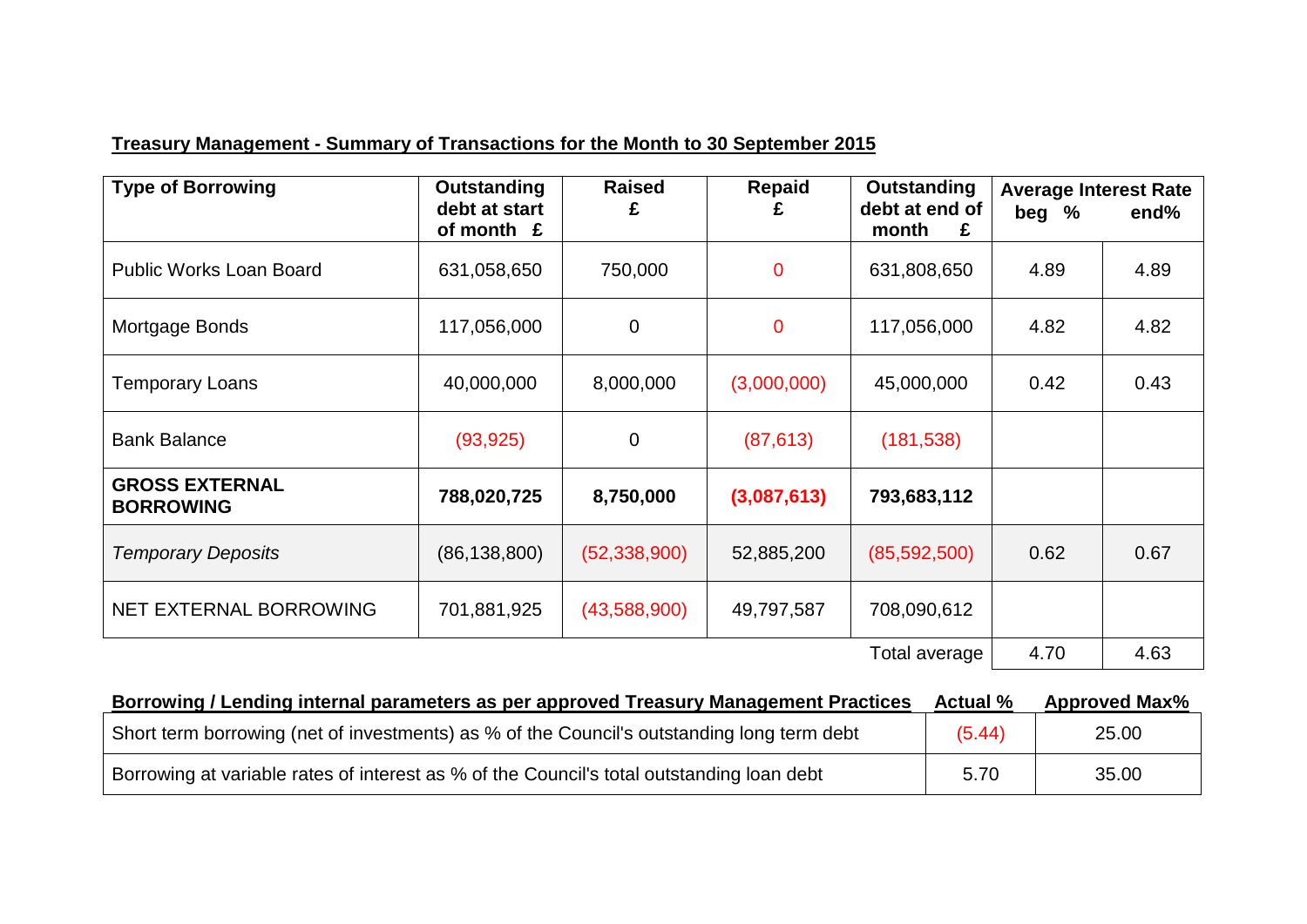**Treasury Management - Summary of Transactions for the Month to 30 September 2015**

| Type of Borrowing | Outstanding debt at start of month £ | Raised £ | Repaid £ | Outstanding debt at end of month £ | Average Interest Rate beg % | end% |
|---|---|---|---|---|---|---|
| Public Works Loan Board | 631,058,650 | 750,000 | 0 | 631,808,650 | 4.89 | 4.89 |
| Mortgage Bonds | 117,056,000 | 0 | 0 | 117,056,000 | 4.82 | 4.82 |
| Temporary Loans | 40,000,000 | 8,000,000 | (3,000,000) | 45,000,000 | 0.42 | 0.43 |
| Bank Balance | (93,925) | 0 | (87,613) | (181,538) | | |
| **GROSS EXTERNAL BORROWING** | **788,020,725** | **8,750,000** | **(3,087,613)** | **793,683,112** | | |
| *Temporary Deposits* | (86,138,800) | (52,338,900) | 52,885,200 | (85,592,500) | 0.62 | 0.67 |
| NET EXTERNAL BORROWING | 701,881,925 | (43,588,900) | 49,797,587 | 708,090,612 | | |
| | | | | Total average | 4.70 | 4.63 |

| **Borrowing / Lending internal parameters as per approved Treasury Management Practices** | **Actual %** | **Approved Max%** |
|---|---|---|
| Short term borrowing (net of investments) as % of the Council's outstanding long term debt | (5.44) | 25.00 |
| Borrowing at variable rates of interest as % of the Council's total outstanding loan debt | 5.70 | 35.00 |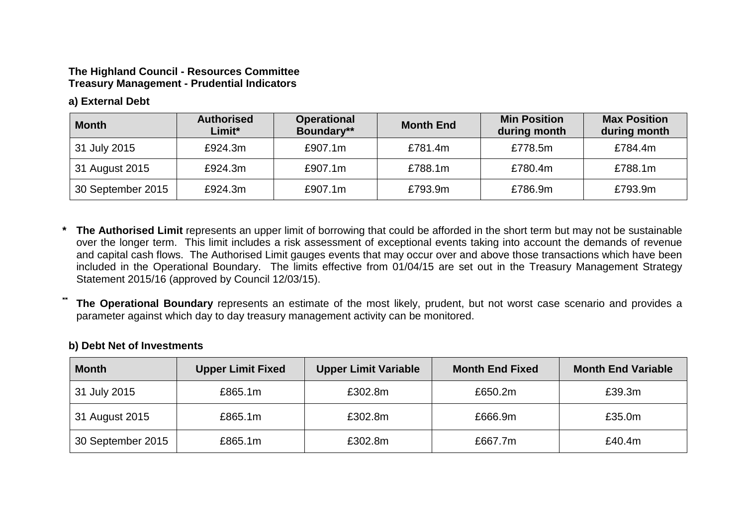**The Highland Council - Resources Committee**
**Treasury Management - Prudential Indicators**

### a) External Debt

| Month | Authorised Limit* | Operational Boundary** | Month End | Min Position during month | Max Position during month |
|---|---|---|---|---|---|
| 31 July 2015 | £924.3m | £907.1m | £781.4m | £778.5m | £784.4m |
| 31 August 2015 | £924.3m | £907.1m | £788.1m | £780.4m | £788.1m |
| 30 September 2015 | £924.3m | £907.1m | £793.9m | £786.9m | £793.9m |

\* **The Authorised Limit** represents an upper limit of borrowing that could be afforded in the short term but may not be sustainable over the longer term. This limit includes a risk assessment of exceptional events taking into account the demands of revenue and capital cash flows. The Authorised Limit gauges events that may occur over and above those transactions which have been included in the Operational Boundary. The limits effective from 01/04/15 are set out in the Treasury Management Strategy Statement 2015/16 (approved by Council 12/03/15).

\** **The Operational Boundary** represents an estimate of the most likely, prudent, but not worst case scenario and provides a parameter against which day to day treasury management activity can be monitored.

### b) Debt Net of Investments

| Month | Upper Limit Fixed | Upper Limit Variable | Month End Fixed | Month End Variable |
|---|---|---|---|---|
| 31 July 2015 | £865.1m | £302.8m | £650.2m | £39.3m |
| 31 August 2015 | £865.1m | £302.8m | £666.9m | £35.0m |
| 30 September 2015 | £865.1m | £302.8m | £667.7m | £40.4m |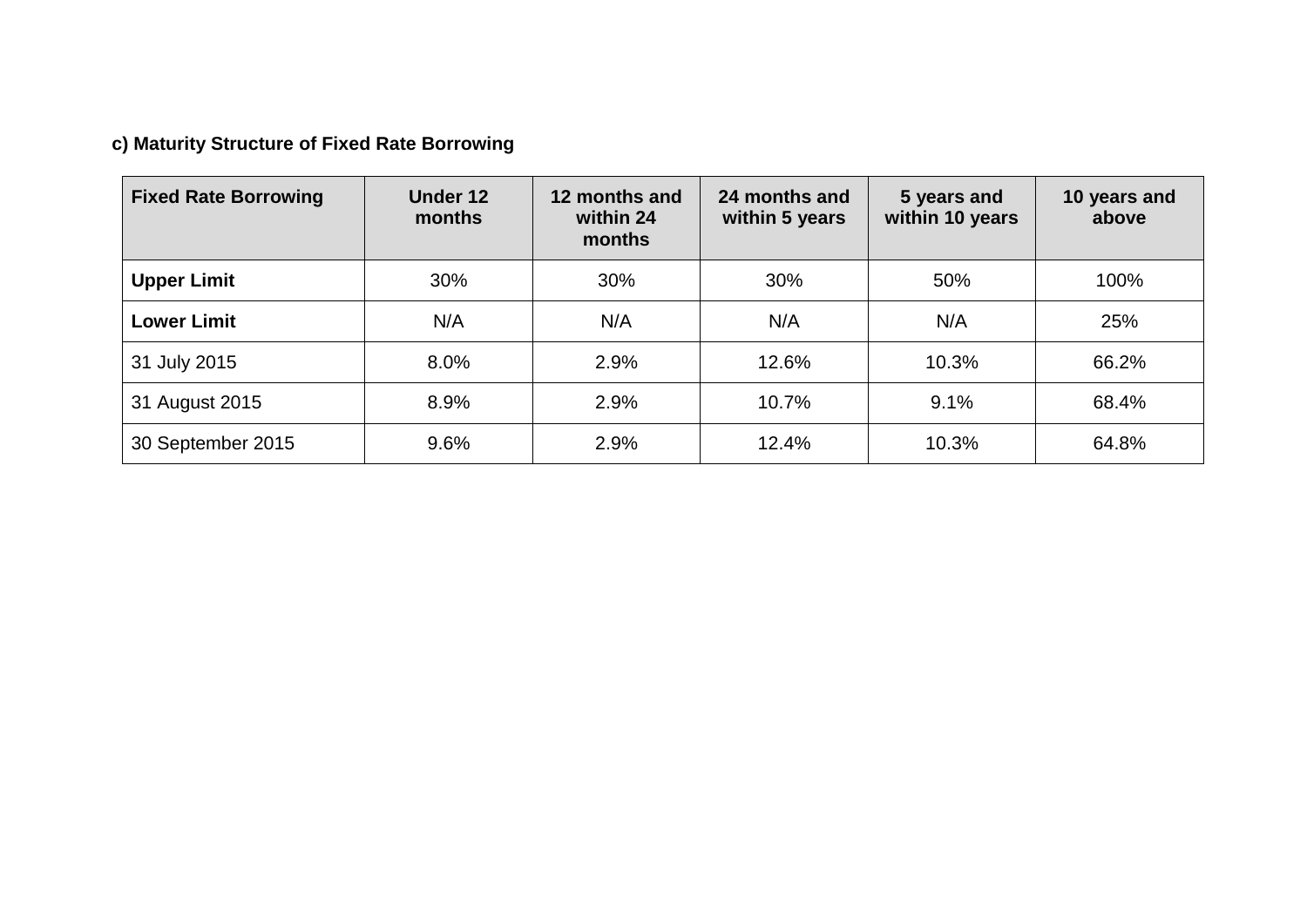**c) Maturity Structure of Fixed Rate Borrowing**

| Fixed Rate Borrowing | Under 12 months | 12 months and within 24 months | 24 months and within 5 years | 5 years and within 10 years | 10 years and above |
|---|---|---|---|---|---|
| **Upper Limit** | 30% | 30% | 30% | 50% | 100% |
| **Lower Limit** | N/A | N/A | N/A | N/A | 25% |
| 31 July 2015 | 8.0% | 2.9% | 12.6% | 10.3% | 66.2% |
| 31 August 2015 | 8.9% | 2.9% | 10.7% | 9.1% | 68.4% |
| 30 September 2015 | 9.6% | 2.9% | 12.4% | 10.3% | 64.8% |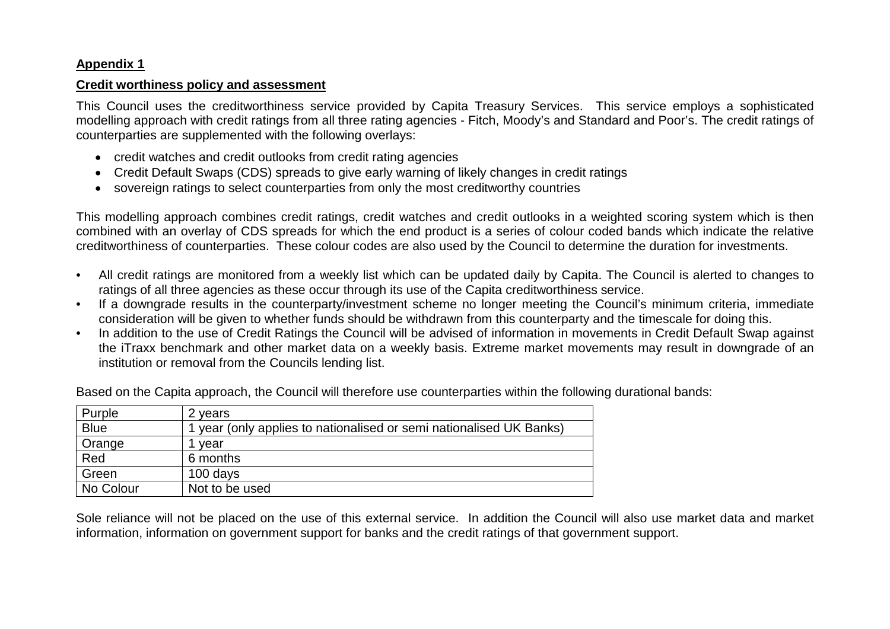**Appendix 1**

**Credit worthiness policy and assessment**

This Council uses the creditworthiness service provided by Capita Treasury Services. This service employs a sophisticated modelling approach with credit ratings from all three rating agencies - Fitch, Moody's and Standard and Poor's. The credit ratings of counterparties are supplemented with the following overlays:

- credit watches and credit outlooks from credit rating agencies
- Credit Default Swaps (CDS) spreads to give early warning of likely changes in credit ratings
- sovereign ratings to select counterparties from only the most creditworthy countries

This modelling approach combines credit ratings, credit watches and credit outlooks in a weighted scoring system which is then combined with an overlay of CDS spreads for which the end product is a series of colour coded bands which indicate the relative creditworthiness of counterparties. These colour codes are also used by the Council to determine the duration for investments.

- All credit ratings are monitored from a weekly list which can be updated daily by Capita. The Council is alerted to changes to ratings of all three agencies as these occur through its use of the Capita creditworthiness service.
- If a downgrade results in the counterparty/investment scheme no longer meeting the Council's minimum criteria, immediate consideration will be given to whether funds should be withdrawn from this counterparty and the timescale for doing this.
- In addition to the use of Credit Ratings the Council will be advised of information in movements in Credit Default Swap against the iTraxx benchmark and other market data on a weekly basis. Extreme market movements may result in downgrade of an institution or removal from the Councils lending list.

Based on the Capita approach, the Council will therefore use counterparties within the following durational bands:

| Purple | 2 years |
|---|---|
| Blue | 1 year (only applies to nationalised or semi nationalised UK Banks) |
| Orange | 1 year |
| Red | 6 months |
| Green | 100 days |
| No Colour | Not to be used |

Sole reliance will not be placed on the use of this external service. In addition the Council will also use market data and market information, information on government support for banks and the credit ratings of that government support.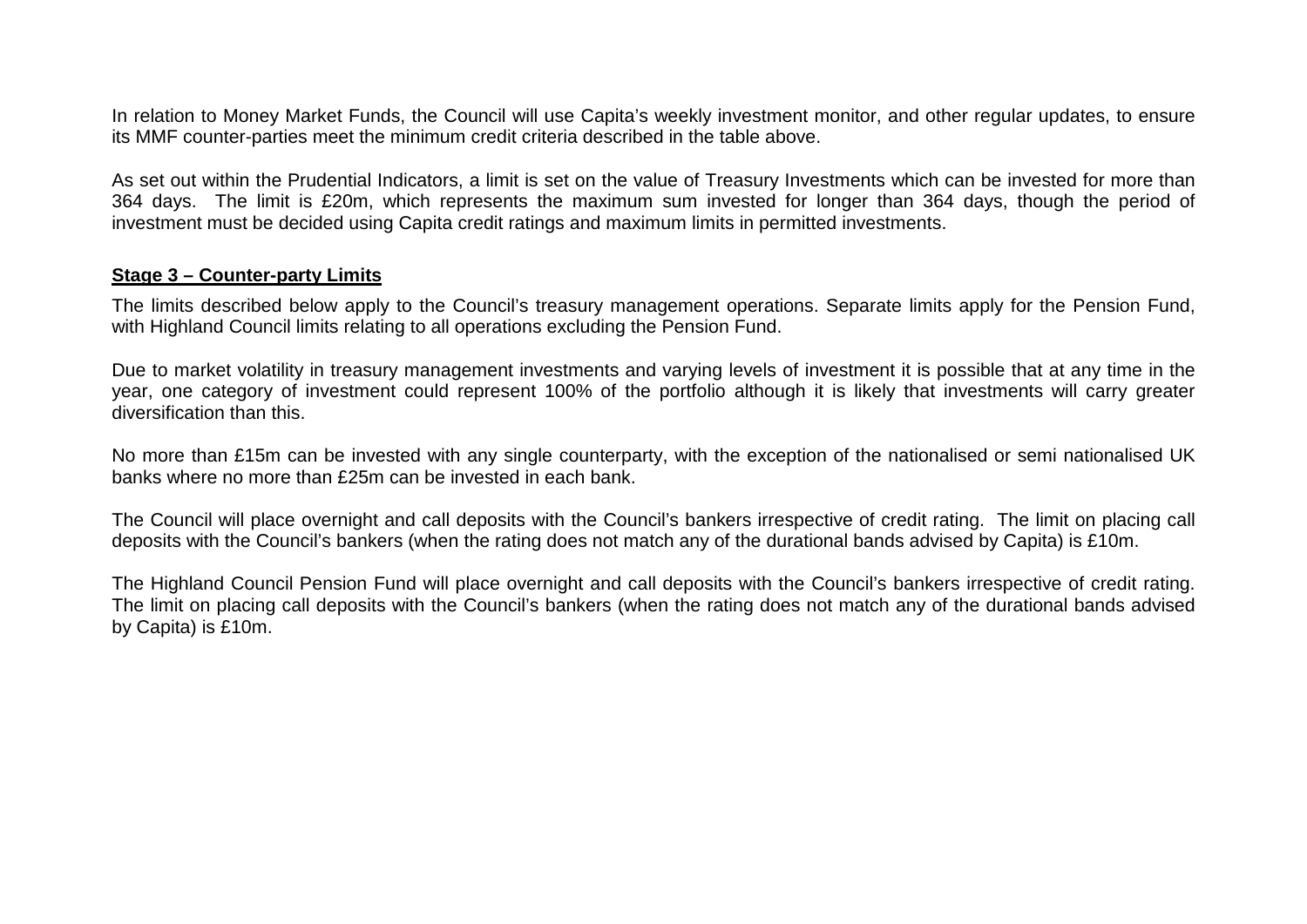In relation to Money Market Funds, the Council will use Capita's weekly investment monitor, and other regular updates, to ensure its MMF counter-parties meet the minimum credit criteria described in the table above.

As set out within the Prudential Indicators, a limit is set on the value of Treasury Investments which can be invested for more than 364 days. The limit is £20m, which represents the maximum sum invested for longer than 364 days, though the period of investment must be decided using Capita credit ratings and maximum limits in permitted investments.

**Stage 3 – Counter-party Limits**

The limits described below apply to the Council's treasury management operations. Separate limits apply for the Pension Fund, with Highland Council limits relating to all operations excluding the Pension Fund.

Due to market volatility in treasury management investments and varying levels of investment it is possible that at any time in the year, one category of investment could represent 100% of the portfolio although it is likely that investments will carry greater diversification than this.

No more than £15m can be invested with any single counterparty, with the exception of the nationalised or semi nationalised UK banks where no more than £25m can be invested in each bank.

The Council will place overnight and call deposits with the Council's bankers irrespective of credit rating. The limit on placing call deposits with the Council's bankers (when the rating does not match any of the durational bands advised by Capita) is £10m.

The Highland Council Pension Fund will place overnight and call deposits with the Council's bankers irrespective of credit rating. The limit on placing call deposits with the Council's bankers (when the rating does not match any of the durational bands advised by Capita) is £10m.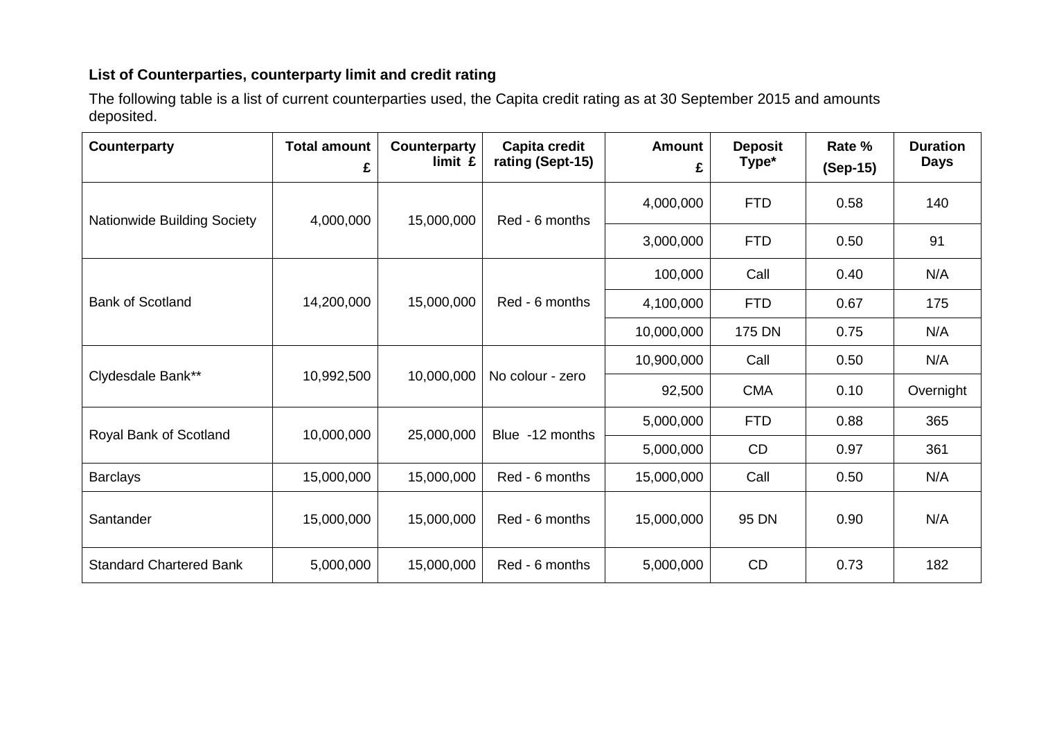**List of Counterparties, counterparty limit and credit rating**

The following table is a list of current counterparties used, the Capita credit rating as at 30 September 2015 and amounts deposited.

| Counterparty | Total amount £ | Counterparty limit £ | Capita credit rating (Sept-15) | Amount £ | Deposit Type* | Rate % (Sep-15) | Duration Days |
|---|---|---|---|---|---|---|---|
| Nationwide Building Society | 4,000,000 | 15,000,000 | Red - 6 months | 4,000,000 | FTD | 0.58 | 140 |
| | | | | 3,000,000 | FTD | 0.50 | 91 |
| Bank of Scotland | 14,200,000 | 15,000,000 | Red - 6 months | 100,000 | Call | 0.40 | N/A |
| | | | | 4,100,000 | FTD | 0.67 | 175 |
| | | | | 10,000,000 | 175 DN | 0.75 | N/A |
| Clydesdale Bank** | 10,992,500 | 10,000,000 | No colour - zero | 10,900,000 | Call | 0.50 | N/A |
| | | | | 92,500 | CMA | 0.10 | Overnight |
| Royal Bank of Scotland | 10,000,000 | 25,000,000 | Blue -12 months | 5,000,000 | FTD | 0.88 | 365 |
| | | | | 5,000,000 | CD | 0.97 | 361 |
| Barclays | 15,000,000 | 15,000,000 | Red - 6 months | 15,000,000 | Call | 0.50 | N/A |
| Santander | 15,000,000 | 15,000,000 | Red - 6 months | 15,000,000 | 95 DN | 0.90 | N/A |
| Standard Chartered Bank | 5,000,000 | 15,000,000 | Red - 6 months | 5,000,000 | CD | 0.73 | 182 |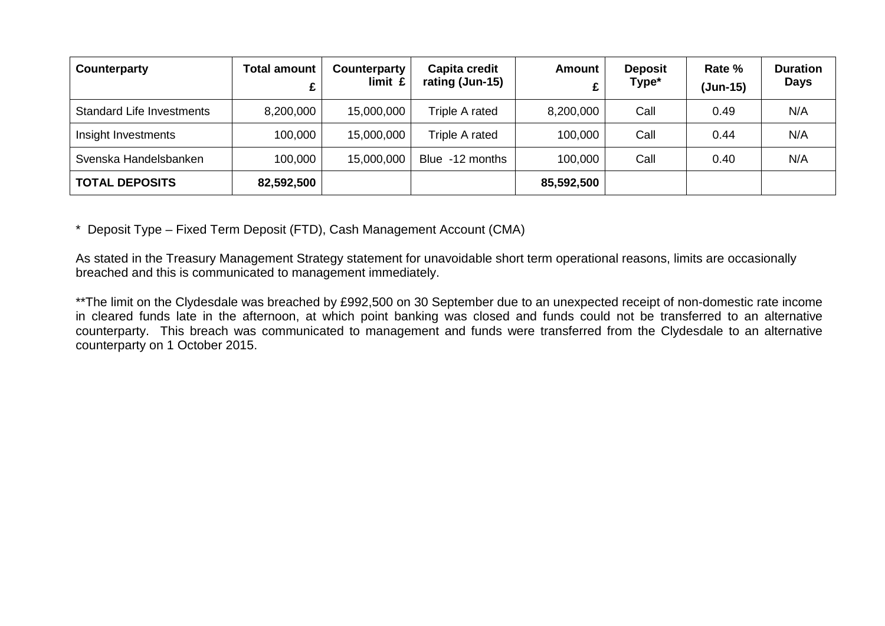| Counterparty | Total amount £ | Counterparty limit £ | Capita credit rating (Jun-15) | Amount £ | Deposit Type* | Rate % (Jun-15) | Duration Days |
|---|---|---|---|---|---|---|---|
| Standard Life Investments | 8,200,000 | 15,000,000 | Triple A rated | 8,200,000 | Call | 0.49 | N/A |
| Insight Investments | 100,000 | 15,000,000 | Triple A rated | 100,000 | Call | 0.44 | N/A |
| Svenska Handelsbanken | 100,000 | 15,000,000 | Blue -12 months | 100,000 | Call | 0.40 | N/A |
| **TOTAL DEPOSITS** | **82,592,500** | | | **85,592,500** | | | |

* Deposit Type – Fixed Term Deposit (FTD), Cash Management Account (CMA)

As stated in the Treasury Management Strategy statement for unavoidable short term operational reasons, limits are occasionally breached and this is communicated to management immediately.

**The limit on the Clydesdale was breached by £992,500 on 30 September due to an unexpected receipt of non-domestic rate income in cleared funds late in the afternoon, at which point banking was closed and funds could not be transferred to an alternative counterparty. This breach was communicated to management and funds were transferred from the Clydesdale to an alternative counterparty on 1 October 2015.